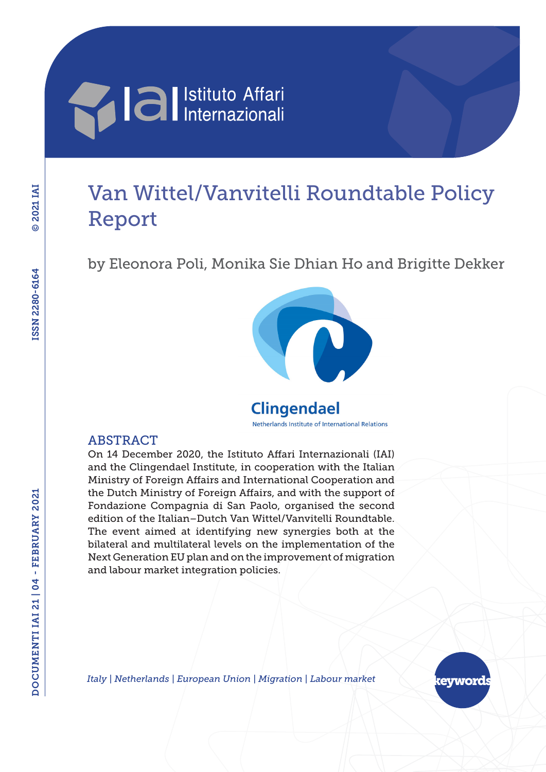# Van Wittel/Vanvitelli Roundtable Policy Report

by Eleonora Poli, Monika Sie Dhian Ho and Brigitte Dekker

## ABSTRACT

On 14 December 2020, the Istituto Affari Internazionali (IAI) and the Clingendael Institute, in cooperation with the Italian Ministry of Foreign Affairs and International Cooperation and the Dutch Ministry of Foreign Affairs, and with the support of Fondazione Compagnia di San Paolo, organised the second edition of the Italian–Dutch Van Wittel/Vanvitelli Roundtable. The event aimed at identifying new synergies both at the bilateral and multilateral levels on the implementation of the Next Generation EU plan and on the improvement of migration and labour market integration policies.

*Italy | Netherlands | European Union | Migration | Labour market*

keywords

DOCUMENTI IAI 21 | 04 - FEBRUARY 2021

ISSN 2280-6164

© 2021 IAI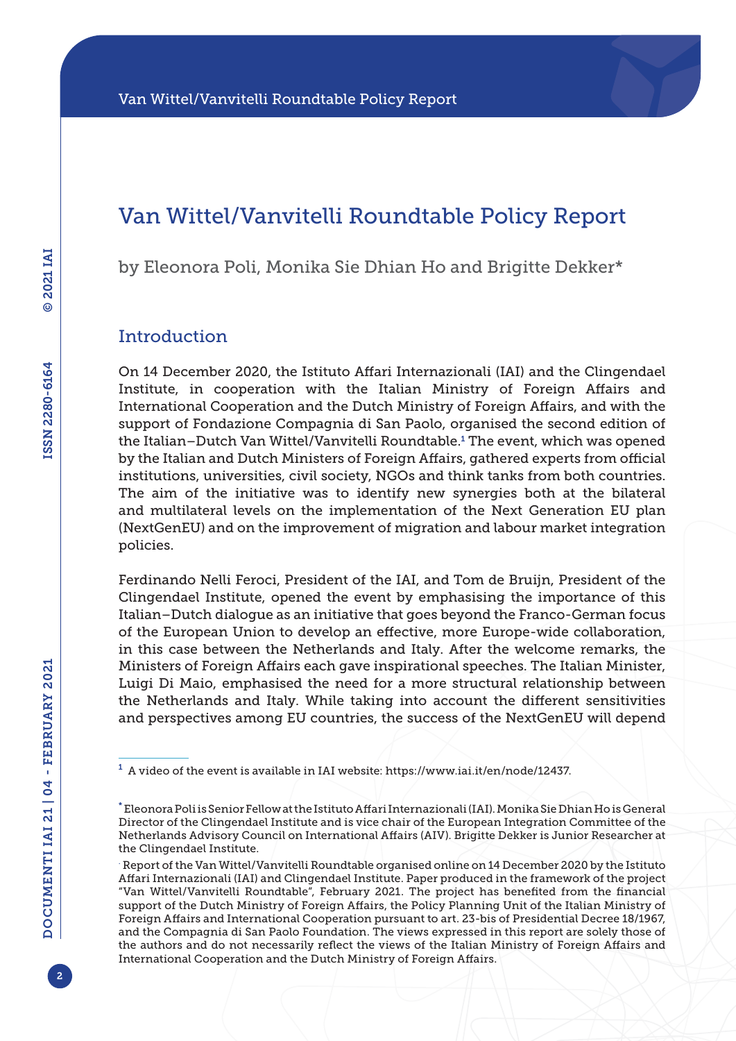# Van Wittel/Vanvitelli Roundtable Policy Report

by Eleonora Poli, Monika Sie Dhian Ho and Brigitte Dekker*

## Introduction

On 14 December 2020, the Istituto Affari Internazionali (IAI) and the Clingendael Institute, in cooperation with the Italian Ministry of Foreign Affairs and International Cooperation and the Dutch Ministry of Foreign Affairs, and with the support of Fondazione Compagnia di San Paolo, organised the second edition of the Italian–Dutch Van Wittel/Vanvitelli Roundtable.[1] The event, which was opened by the Italian and Dutch Ministers of Foreign Affairs, gathered experts from official institutions, universities, civil society, NGOs and think tanks from both countries. The aim of the initiative was to identify new synergies both at the bilateral and multilateral levels on the implementation of the Next Generation EU plan (NextGenEU) and on the improvement of migration and labour market integration policies.

Ferdinando Nelli Feroci, President of the IAI, and Tom de Bruijn, President of the Clingendael Institute, opened the event by emphasising the importance of this Italian–Dutch dialogue as an initiative that goes beyond the Franco-German focus of the European Union to develop an effective, more Europe-wide collaboration, in this case between the Netherlands and Italy. After the welcome remarks, the Ministers of Foreign Affairs each gave inspirational speeches. The Italian Minister, Luigi Di Maio, emphasised the need for a more structural relationship between the Netherlands and Italy. While taking into account the different sensitivities and perspectives among EU countries, the success of the NextGenEU will depend

---

[1] A video of the event is available in IAI website: https://www.iai.it/en/node/12437.

\* Eleonora Poli is Senior Fellow at the Istituto Affari Internazionali (IAI). Monika Sie Dhian Ho is General Director of the Clingendael Institute and is vice chair of the European Integration Committee of the Netherlands Advisory Council on International Affairs (AIV). Brigitte Dekker is Junior Researcher at the Clingendael Institute.

. Report of the Van Wittel/Vanvitelli Roundtable organised online on 14 December 2020 by the Istituto Affari Internazionali (IAI) and Clingendael Institute. Paper produced in the framework of the project "Van Wittel/Vanvitelli Roundtable", February 2021. The project has benefited from the financial support of the Dutch Ministry of Foreign Affairs, the Policy Planning Unit of the Italian Ministry of Foreign Affairs and International Cooperation pursuant to art. 23-bis of Presidential Decree 18/1967, and the Compagnia di San Paolo Foundation. The views expressed in this report are solely those of the authors and do not necessarily reflect the views of the Italian Ministry of Foreign Affairs and International Cooperation and the Dutch Ministry of Foreign Affairs.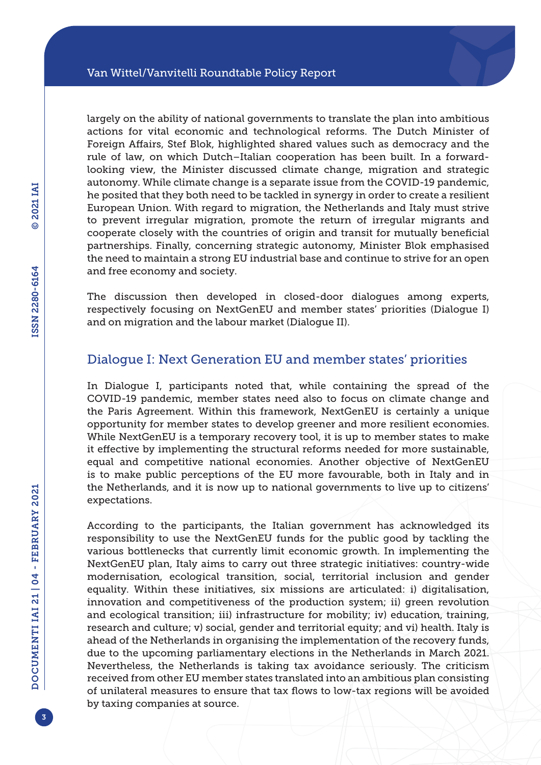largely on the ability of national governments to translate the plan into ambitious actions for vital economic and technological reforms. The Dutch Minister of Foreign Affairs, Stef Blok, highlighted shared values such as democracy and the rule of law, on which Dutch–Italian cooperation has been built. In a forward-looking view, the Minister discussed climate change, migration and strategic autonomy. While climate change is a separate issue from the COVID-19 pandemic, he posited that they both need to be tackled in synergy in order to create a resilient European Union. With regard to migration, the Netherlands and Italy must strive to prevent irregular migration, promote the return of irregular migrants and cooperate closely with the countries of origin and transit for mutually beneficial partnerships. Finally, concerning strategic autonomy, Minister Blok emphasised the need to maintain a strong EU industrial base and continue to strive for an open and free economy and society.

The discussion then developed in closed-door dialogues among experts, respectively focusing on NextGenEU and member states' priorities (Dialogue I) and on migration and the labour market (Dialogue II).

## Dialogue I: Next Generation EU and member states' priorities

In Dialogue I, participants noted that, while containing the spread of the COVID-19 pandemic, member states need also to focus on climate change and the Paris Agreement. Within this framework, NextGenEU is certainly a unique opportunity for member states to develop greener and more resilient economies. While NextGenEU is a temporary recovery tool, it is up to member states to make it effective by implementing the structural reforms needed for more sustainable, equal and competitive national economies. Another objective of NextGenEU is to make public perceptions of the EU more favourable, both in Italy and in the Netherlands, and it is now up to national governments to live up to citizens' expectations.

According to the participants, the Italian government has acknowledged its responsibility to use the NextGenEU funds for the public good by tackling the various bottlenecks that currently limit economic growth. In implementing the NextGenEU plan, Italy aims to carry out three strategic initiatives: country-wide modernisation, ecological transition, social, territorial inclusion and gender equality. Within these initiatives, six missions are articulated: i) digitalisation, innovation and competitiveness of the production system; ii) green revolution and ecological transition; iii) infrastructure for mobility; iv) education, training, research and culture; v) social, gender and territorial equity; and vi) health. Italy is ahead of the Netherlands in organising the implementation of the recovery funds, due to the upcoming parliamentary elections in the Netherlands in March 2021. Nevertheless, the Netherlands is taking tax avoidance seriously. The criticism received from other EU member states translated into an ambitious plan consisting of unilateral measures to ensure that tax flows to low-tax regions will be avoided by taxing companies at source.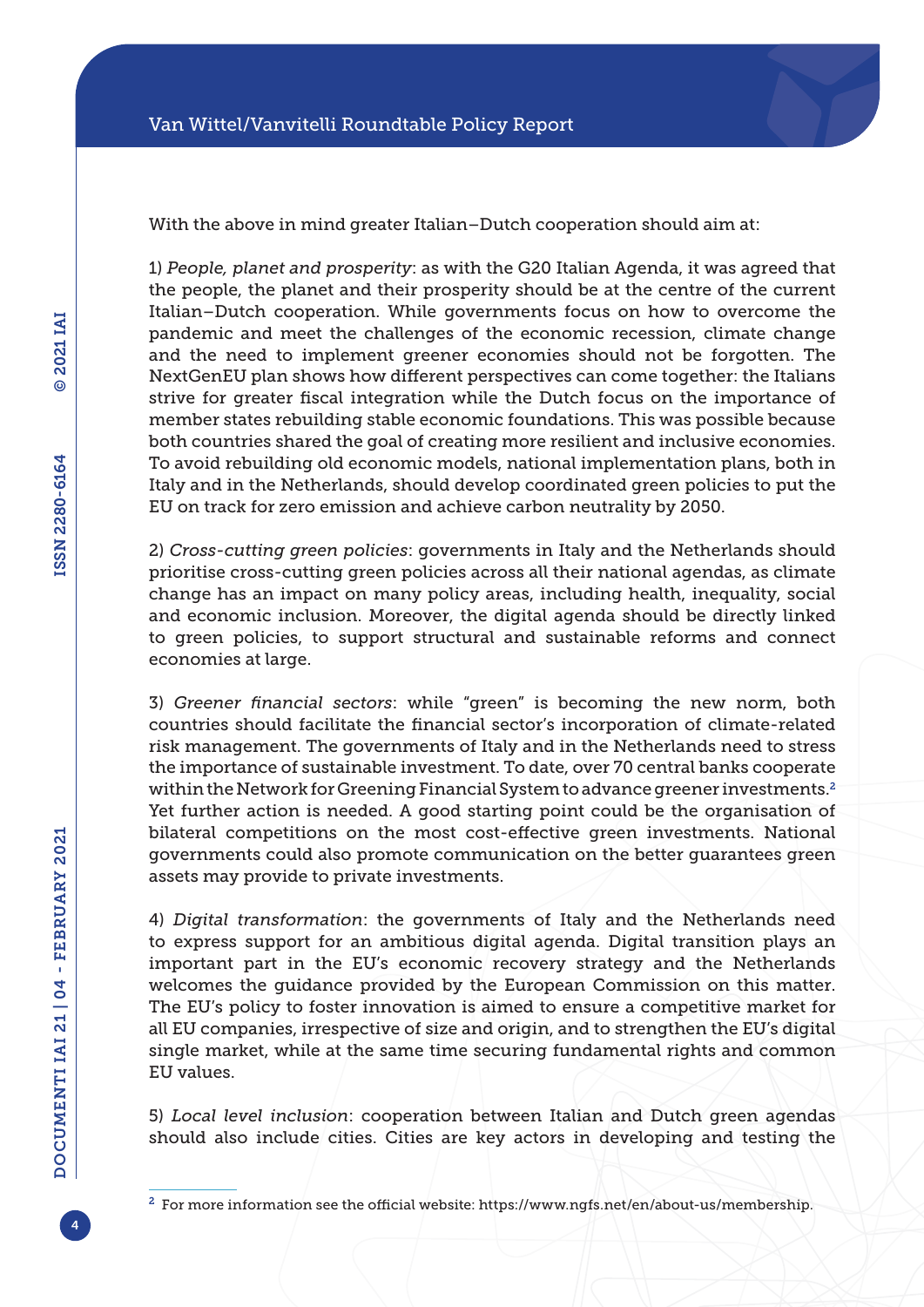With the above in mind greater Italian–Dutch cooperation should aim at:

1) *People, planet and prosperity*: as with the G20 Italian Agenda, it was agreed that the people, the planet and their prosperity should be at the centre of the current Italian–Dutch cooperation. While governments focus on how to overcome the pandemic and meet the challenges of the economic recession, climate change and the need to implement greener economies should not be forgotten. The NextGenEU plan shows how different perspectives can come together: the Italians strive for greater fiscal integration while the Dutch focus on the importance of member states rebuilding stable economic foundations. This was possible because both countries shared the goal of creating more resilient and inclusive economies. To avoid rebuilding old economic models, national implementation plans, both in Italy and in the Netherlands, should develop coordinated green policies to put the EU on track for zero emission and achieve carbon neutrality by 2050.

2) *Cross-cutting green policies*: governments in Italy and the Netherlands should prioritise cross-cutting green policies across all their national agendas, as climate change has an impact on many policy areas, including health, inequality, social and economic inclusion. Moreover, the digital agenda should be directly linked to green policies, to support structural and sustainable reforms and connect economies at large.

3) *Greener financial sectors*: while "green" is becoming the new norm, both countries should facilitate the financial sector's incorporation of climate-related risk management. The governments of Italy and in the Netherlands need to stress the importance of sustainable investment. To date, over 70 central banks cooperate within the Network for Greening Financial System to advance greener investments.[2] Yet further action is needed. A good starting point could be the organisation of bilateral competitions on the most cost-effective green investments. National governments could also promote communication on the better guarantees green assets may provide to private investments.

4) *Digital transformation*: the governments of Italy and the Netherlands need to express support for an ambitious digital agenda. Digital transition plays an important part in the EU's economic recovery strategy and the Netherlands welcomes the guidance provided by the European Commission on this matter. The EU's policy to foster innovation is aimed to ensure a competitive market for all EU companies, irrespective of size and origin, and to strengthen the EU's digital single market, while at the same time securing fundamental rights and common EU values.

5) *Local level inclusion*: cooperation between Italian and Dutch green agendas should also include cities. Cities are key actors in developing and testing the

[2] For more information see the official website: https://www.ngfs.net/en/about-us/membership.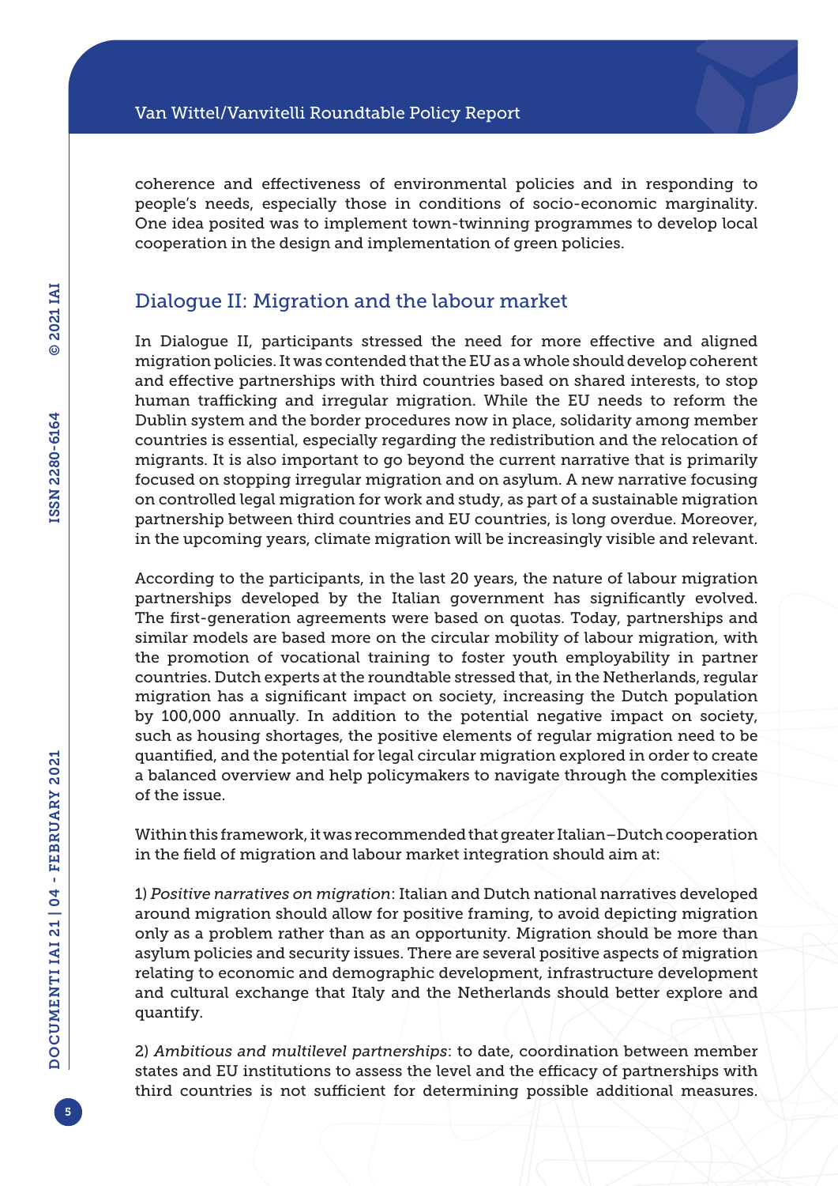coherence and effectiveness of environmental policies and in responding to people's needs, especially those in conditions of socio-economic marginality. One idea posited was to implement town-twinning programmes to develop local cooperation in the design and implementation of green policies.

## Dialogue II: Migration and the labour market

In Dialogue II, participants stressed the need for more effective and aligned migration policies. It was contended that the EU as a whole should develop coherent and effective partnerships with third countries based on shared interests, to stop human trafficking and irregular migration. While the EU needs to reform the Dublin system and the border procedures now in place, solidarity among member countries is essential, especially regarding the redistribution and the relocation of migrants. It is also important to go beyond the current narrative that is primarily focused on stopping irregular migration and on asylum. A new narrative focusing on controlled legal migration for work and study, as part of a sustainable migration partnership between third countries and EU countries, is long overdue. Moreover, in the upcoming years, climate migration will be increasingly visible and relevant.

According to the participants, in the last 20 years, the nature of labour migration partnerships developed by the Italian government has significantly evolved. The first-generation agreements were based on quotas. Today, partnerships and similar models are based more on the circular mobility of labour migration, with the promotion of vocational training to foster youth employability in partner countries. Dutch experts at the roundtable stressed that, in the Netherlands, regular migration has a significant impact on society, increasing the Dutch population by 100,000 annually. In addition to the potential negative impact on society, such as housing shortages, the positive elements of regular migration need to be quantified, and the potential for legal circular migration explored in order to create a balanced overview and help policymakers to navigate through the complexities of the issue.

Within this framework, it was recommended that greater Italian–Dutch cooperation in the field of migration and labour market integration should aim at:

1) *Positive narratives on migration*: Italian and Dutch national narratives developed around migration should allow for positive framing, to avoid depicting migration only as a problem rather than as an opportunity. Migration should be more than asylum policies and security issues. There are several positive aspects of migration relating to economic and demographic development, infrastructure development and cultural exchange that Italy and the Netherlands should better explore and quantify.

2) *Ambitious and multilevel partnerships*: to date, coordination between member states and EU institutions to assess the level and the efficacy of partnerships with third countries is not sufficient for determining possible additional measures.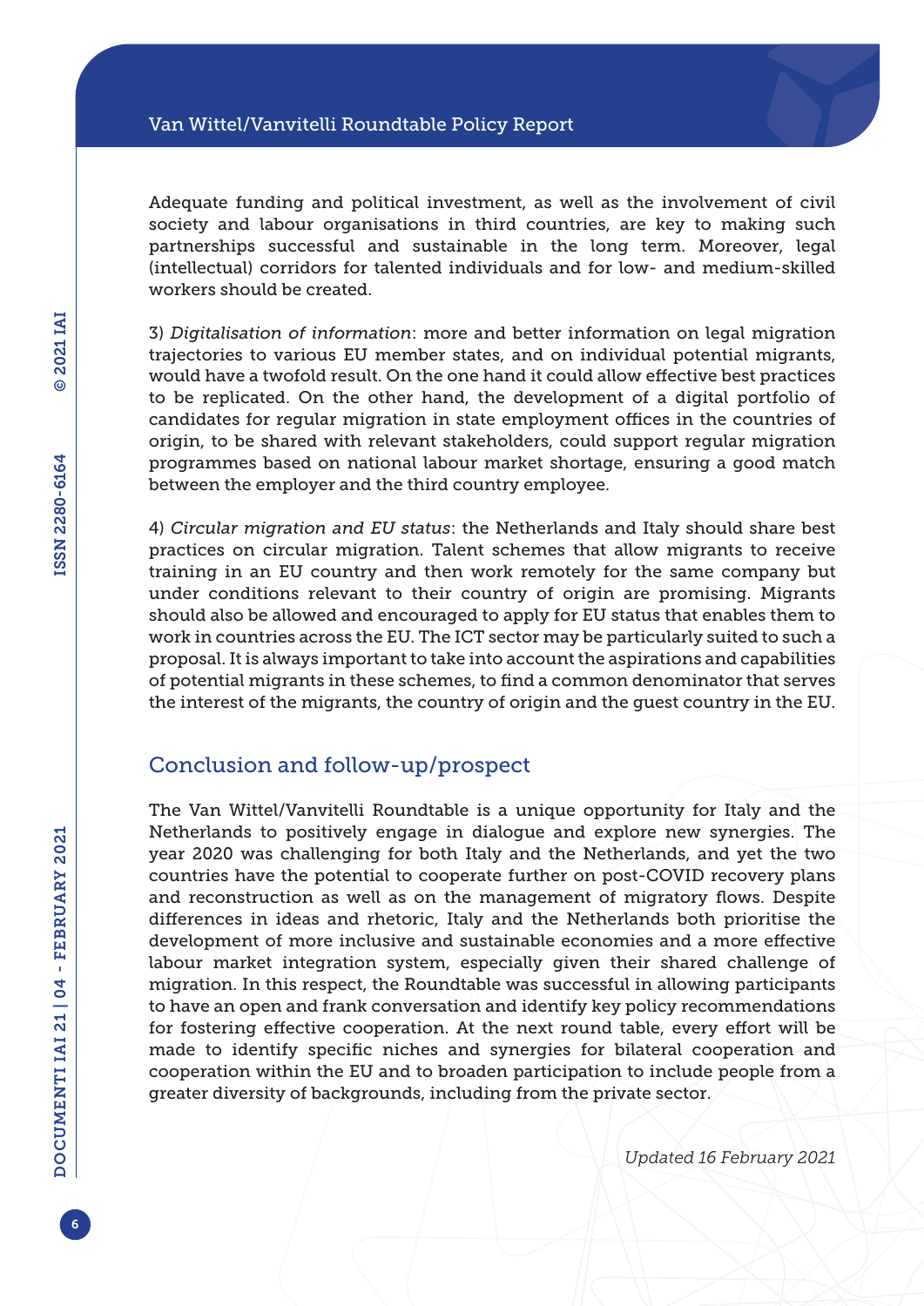Adequate funding and political investment, as well as the involvement of civil society and labour organisations in third countries, are key to making such partnerships successful and sustainable in the long term. Moreover, legal (intellectual) corridors for talented individuals and for low- and medium-skilled workers should be created.

3) *Digitalisation of information*: more and better information on legal migration trajectories to various EU member states, and on individual potential migrants, would have a twofold result. On the one hand it could allow effective best practices to be replicated. On the other hand, the development of a digital portfolio of candidates for regular migration in state employment offices in the countries of origin, to be shared with relevant stakeholders, could support regular migration programmes based on national labour market shortage, ensuring a good match between the employer and the third country employee.

4) *Circular migration and EU status*: the Netherlands and Italy should share best practices on circular migration. Talent schemes that allow migrants to receive training in an EU country and then work remotely for the same company but under conditions relevant to their country of origin are promising. Migrants should also be allowed and encouraged to apply for EU status that enables them to work in countries across the EU. The ICT sector may be particularly suited to such a proposal. It is always important to take into account the aspirations and capabilities of potential migrants in these schemes, to find a common denominator that serves the interest of the migrants, the country of origin and the guest country in the EU.

## Conclusion and follow-up/prospect

The Van Wittel/Vanvitelli Roundtable is a unique opportunity for Italy and the Netherlands to positively engage in dialogue and explore new synergies. The year 2020 was challenging for both Italy and the Netherlands, and yet the two countries have the potential to cooperate further on post-COVID recovery plans and reconstruction as well as on the management of migratory flows. Despite differences in ideas and rhetoric, Italy and the Netherlands both prioritise the development of more inclusive and sustainable economies and a more effective labour market integration system, especially given their shared challenge of migration. In this respect, the Roundtable was successful in allowing participants to have an open and frank conversation and identify key policy recommendations for fostering effective cooperation. At the next round table, every effort will be made to identify specific niches and synergies for bilateral cooperation and cooperation within the EU and to broaden participation to include people from a greater diversity of backgrounds, including from the private sector.

*Updated 16 February 2021*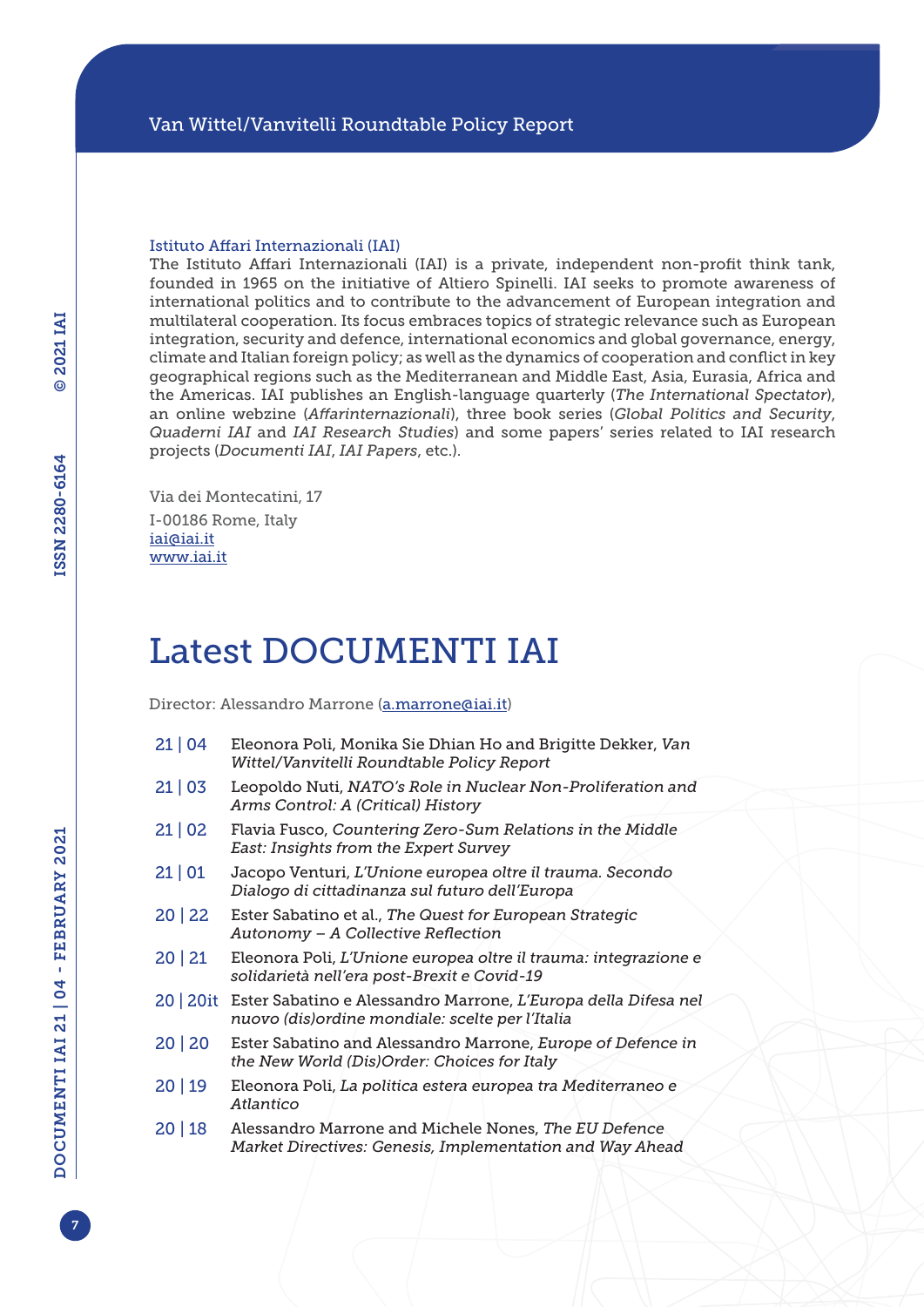Istituto Affari Internazionali (IAI)

The Istituto Affari Internazionali (IAI) is a private, independent non-profit think tank, founded in 1965 on the initiative of Altiero Spinelli. IAI seeks to promote awareness of international politics and to contribute to the advancement of European integration and multilateral cooperation. Its focus embraces topics of strategic relevance such as European integration, security and defence, international economics and global governance, energy, climate and Italian foreign policy; as well as the dynamics of cooperation and conflict in key geographical regions such as the Mediterranean and Middle East, Asia, Eurasia, Africa and the Americas. IAI publishes an English-language quarterly (*The International Spectator*), an online webzine (*Affarinternazionali*), three book series (*Global Politics and Security*, *Quaderni IAI* and *IAI Research Studies*) and some papers' series related to IAI research projects (*Documenti IAI*, *IAI Papers*, etc.).

Via dei Montecatini, 17
I-00186 Rome, Italy
iai@iai.it
www.iai.it

# Latest DOCUMENTI IAI

Director: Alessandro Marrone (a.marrone@iai.it)

| | |
|---|---|
| 21 \| 04 | Eleonora Poli, Monika Sie Dhian Ho and Brigitte Dekker, *Van Wittel/Vanvitelli Roundtable Policy Report* |
| 21 \| 03 | Leopoldo Nuti, *NATO's Role in Nuclear Non-Proliferation and Arms Control: A (Critical) History* |
| 21 \| 02 | Flavia Fusco, *Countering Zero-Sum Relations in the Middle East: Insights from the Expert Survey* |
| 21 \| 01 | Jacopo Venturi, *L'Unione europea oltre il trauma. Secondo Dialogo di cittadinanza sul futuro dell'Europa* |
| 20 \| 22 | Ester Sabatino et al., *The Quest for European Strategic Autonomy – A Collective Reflection* |
| 20 \| 21 | Eleonora Poli, *L'Unione europea oltre il trauma: integrazione e solidarietà nell'era post-Brexit e Covid-19* |
| 20 \| 20it | Ester Sabatino e Alessandro Marrone, *L'Europa della Difesa nel nuovo (dis)ordine mondiale: scelte per l'Italia* |
| 20 \| 20 | Ester Sabatino and Alessandro Marrone, *Europe of Defence in the New World (Dis)Order: Choices for Italy* |
| 20 \| 19 | Eleonora Poli, *La politica estera europea tra Mediterraneo e Atlantico* |
| 20 \| 18 | Alessandro Marrone and Michele Nones, *The EU Defence Market Directives: Genesis, Implementation and Way Ahead* |